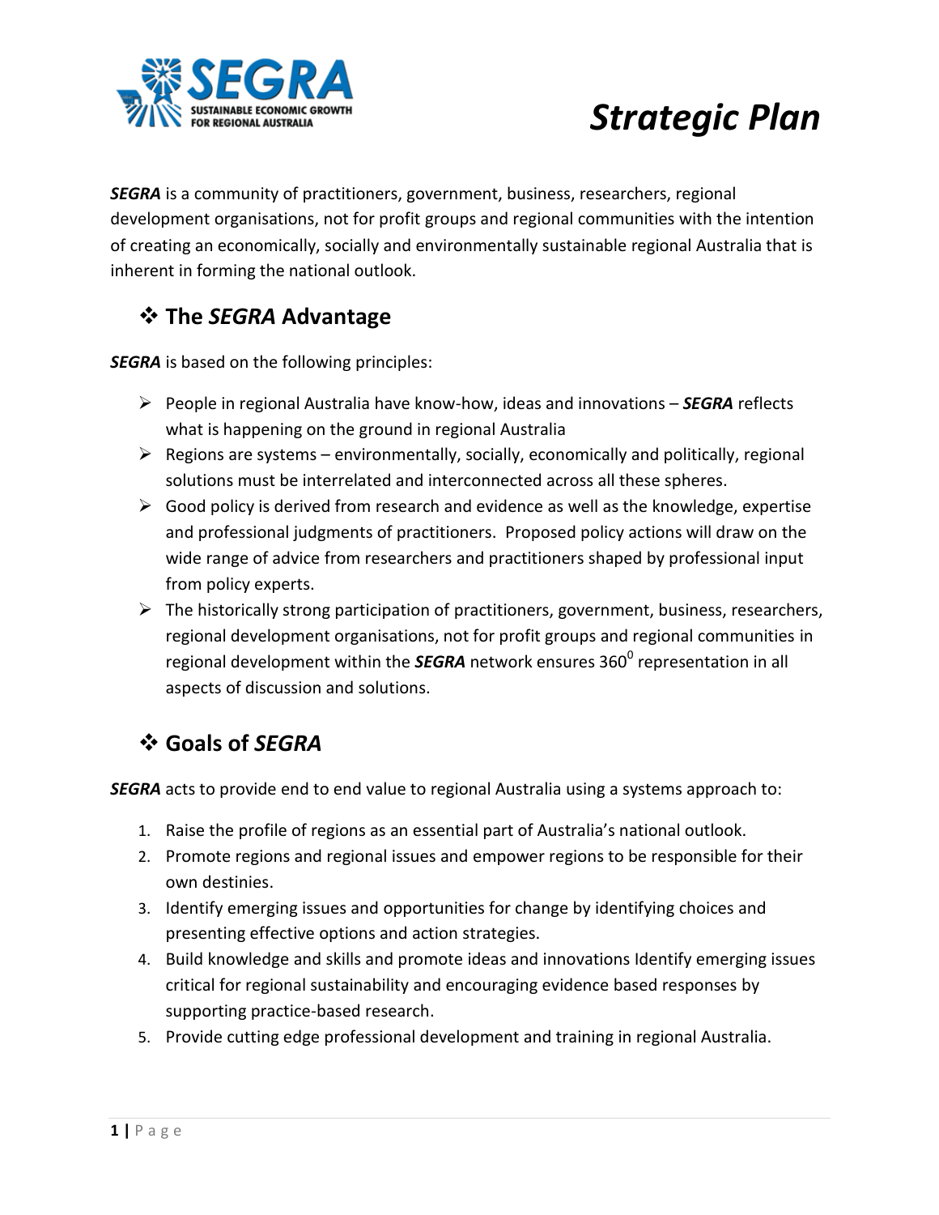# *Strategic Plan*

***SEGRA*** is a community of practitioners, government, business, researchers, regional development organisations, not for profit groups and regional communities with the intention of creating an economically, socially and environmentally sustainable regional Australia that is inherent in forming the national outlook.

## ❖ The *SEGRA* Advantage

***SEGRA*** is based on the following principles:

- People in regional Australia have know-how, ideas and innovations – ***SEGRA*** reflects what is happening on the ground in regional Australia
- Regions are systems – environmentally, socially, economically and politically, regional solutions must be interrelated and interconnected across all these spheres.
- Good policy is derived from research and evidence as well as the knowledge, expertise and professional judgments of practitioners. Proposed policy actions will draw on the wide range of advice from researchers and practitioners shaped by professional input from policy experts.
- The historically strong participation of practitioners, government, business, researchers, regional development organisations, not for profit groups and regional communities in regional development within the ***SEGRA*** network ensures $360^0$ representation in all aspects of discussion and solutions.

## ❖ Goals of *SEGRA*

***SEGRA*** acts to provide end to end value to regional Australia using a systems approach to:

1. Raise the profile of regions as an essential part of Australia's national outlook.
2. Promote regions and regional issues and empower regions to be responsible for their own destinies.
3. Identify emerging issues and opportunities for change by identifying choices and presenting effective options and action strategies.
4. Build knowledge and skills and promote ideas and innovations Identify emerging issues critical for regional sustainability and encouraging evidence based responses by supporting practice-based research.
5. Provide cutting edge professional development and training in regional Australia.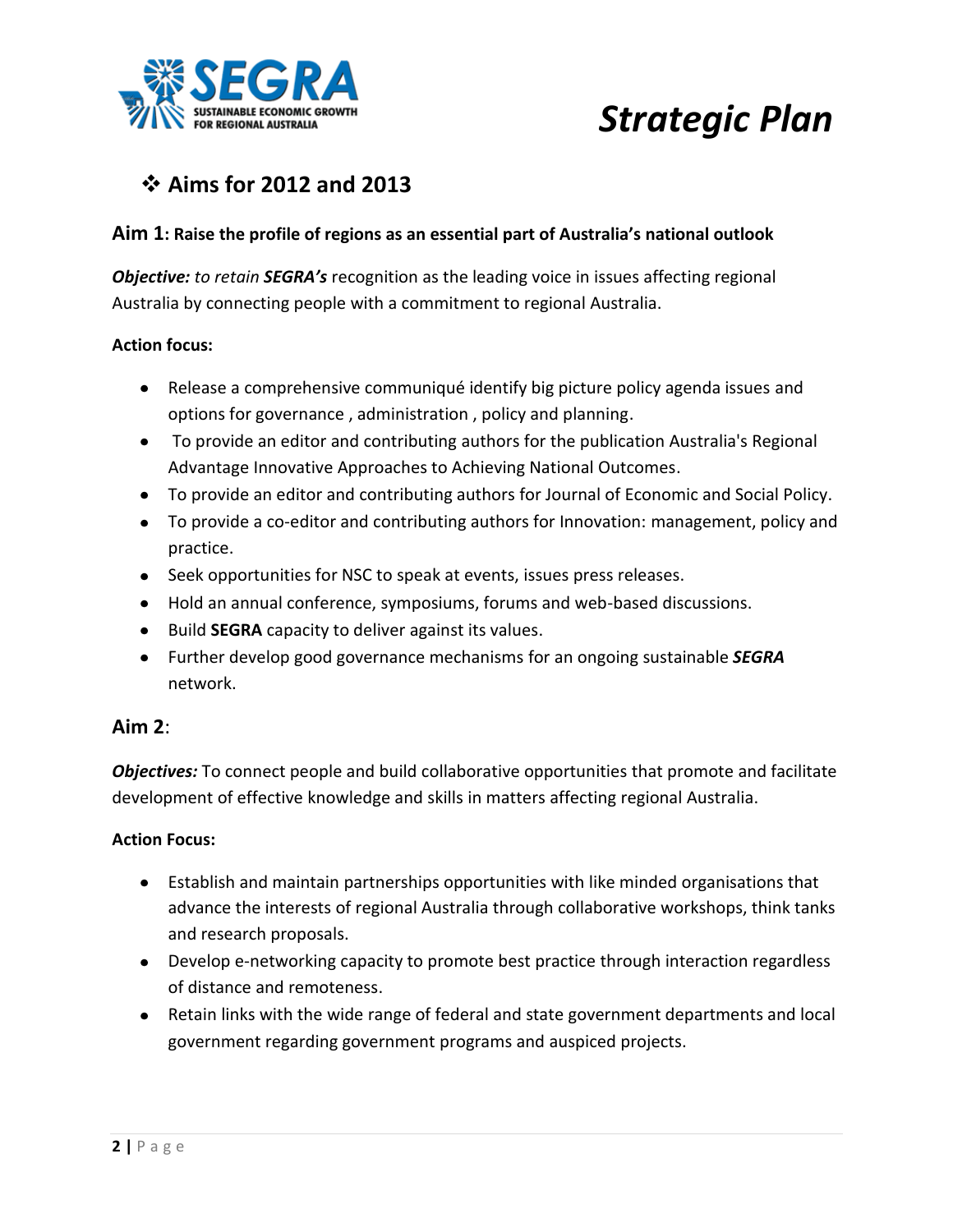# Strategic Plan

## ❖ Aims for 2012 and 2013

### Aim 1: Raise the profile of regions as an essential part of Australia's national outlook

***Objective:*** *to retain* ***SEGRA's*** recognition as the leading voice in issues affecting regional Australia by connecting people with a commitment to regional Australia.

**Action focus:**

- Release a comprehensive communiqué identify big picture policy agenda issues and options for governance , administration , policy and planning.
- To provide an editor and contributing authors for the publication Australia's Regional Advantage Innovative Approaches to Achieving National Outcomes.
- To provide an editor and contributing authors for Journal of Economic and Social Policy.
- To provide a co-editor and contributing authors for Innovation: management, policy and practice.
- Seek opportunities for NSC to speak at events, issues press releases.
- Hold an annual conference, symposiums, forums and web-based discussions.
- Build **SEGRA** capacity to deliver against its values.
- Further develop good governance mechanisms for an ongoing sustainable ***SEGRA*** network.

### Aim 2:

***Objectives:*** To connect people and build collaborative opportunities that promote and facilitate development of effective knowledge and skills in matters affecting regional Australia.

**Action Focus:**

- Establish and maintain partnerships opportunities with like minded organisations that advance the interests of regional Australia through collaborative workshops, think tanks and research proposals.
- Develop e-networking capacity to promote best practice through interaction regardless of distance and remoteness.
- Retain links with the wide range of federal and state government departments and local government regarding government programs and auspiced projects.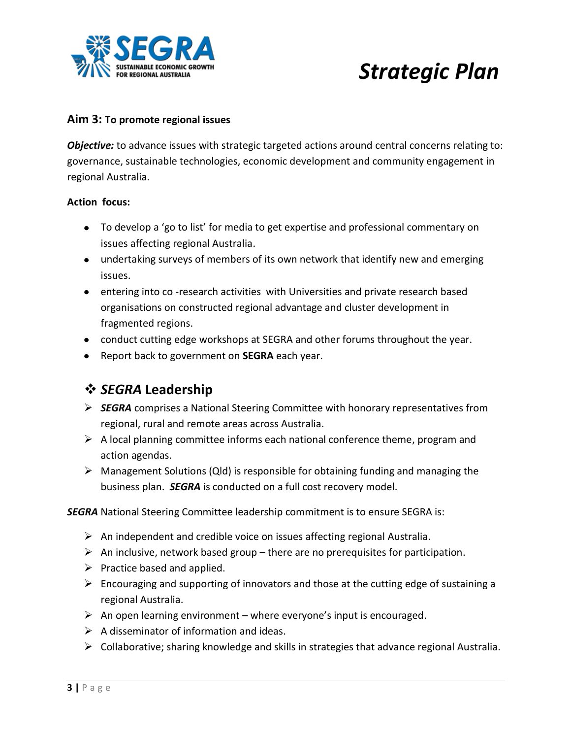# Strategic Plan

## Aim 3: To promote regional issues

***Objective:*** to advance issues with strategic targeted actions around central concerns relating to: governance, sustainable technologies, economic development and community engagement in regional Australia.

**Action focus:**

- To develop a 'go to list' for media to get expertise and professional commentary on issues affecting regional Australia.
- undertaking surveys of members of its own network that identify new and emerging issues.
- entering into co -research activities with Universities and private research based organisations on constructed regional advantage and cluster development in fragmented regions.
- conduct cutting edge workshops at SEGRA and other forums throughout the year.
- Report back to government on **SEGRA** each year.

## ❖ *SEGRA* Leadership

- ***SEGRA*** comprises a National Steering Committee with honorary representatives from regional, rural and remote areas across Australia.
- A local planning committee informs each national conference theme, program and action agendas.
- Management Solutions (Qld) is responsible for obtaining funding and managing the business plan. ***SEGRA*** is conducted on a full cost recovery model.

***SEGRA*** National Steering Committee leadership commitment is to ensure SEGRA is:

- An independent and credible voice on issues affecting regional Australia.
- An inclusive, network based group – there are no prerequisites for participation.
- Practice based and applied.
- Encouraging and supporting of innovators and those at the cutting edge of sustaining a regional Australia.
- An open learning environment – where everyone's input is encouraged.
- A disseminator of information and ideas.
- Collaborative; sharing knowledge and skills in strategies that advance regional Australia.